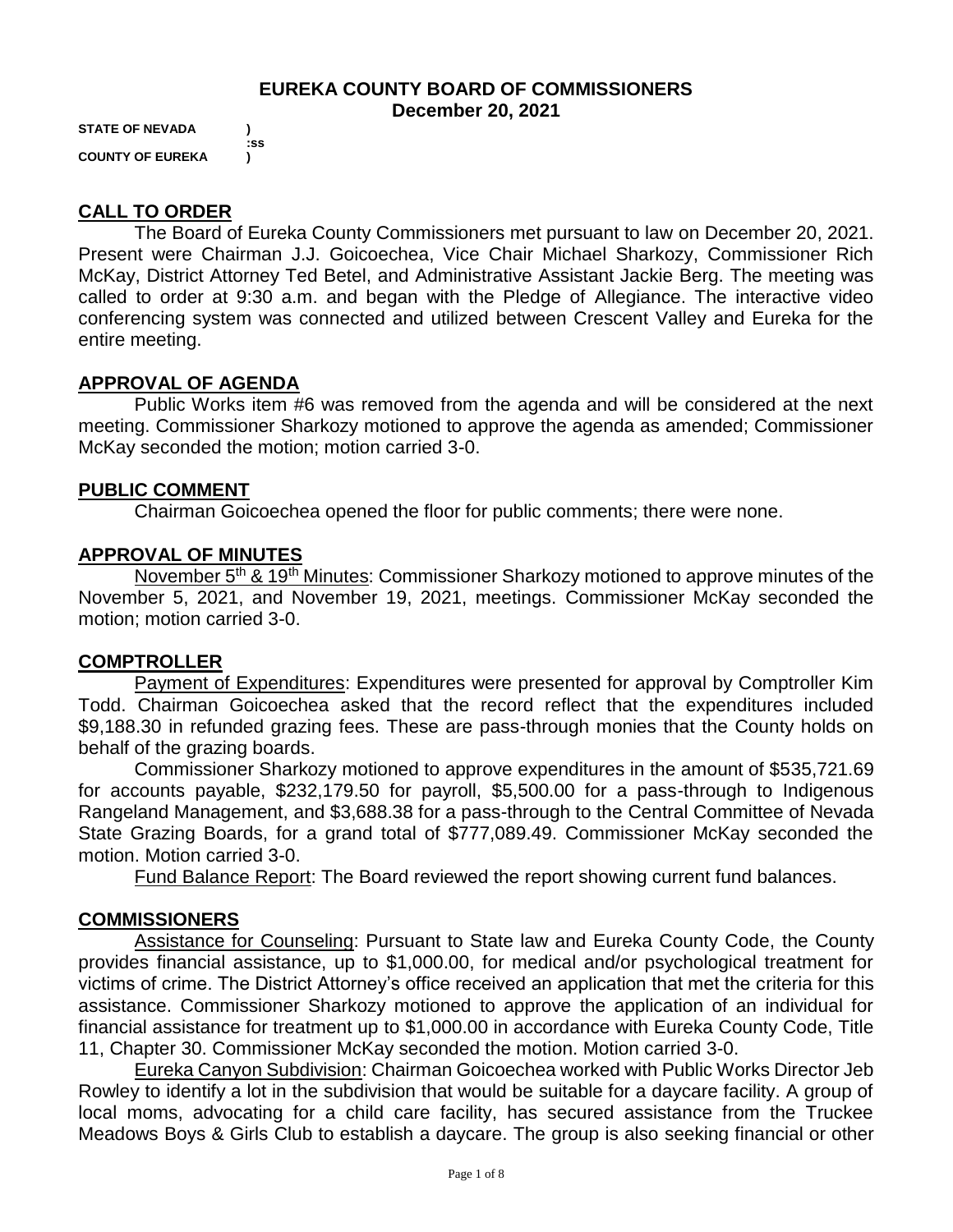**EUREKA COUNTY BOARD OF COMMISSIONERS**
**December 20, 2021**

**STATE OF NEVADA )**
**:ss**
**COUNTY OF EUREKA )**

## CALL TO ORDER

The Board of Eureka County Commissioners met pursuant to law on December 20, 2021. Present were Chairman J.J. Goicoechea, Vice Chair Michael Sharkozy, Commissioner Rich McKay, District Attorney Ted Betel, and Administrative Assistant Jackie Berg. The meeting was called to order at 9:30 a.m. and began with the Pledge of Allegiance. The interactive video conferencing system was connected and utilized between Crescent Valley and Eureka for the entire meeting.

## APPROVAL OF AGENDA

Public Works item #6 was removed from the agenda and will be considered at the next meeting. Commissioner Sharkozy motioned to approve the agenda as amended; Commissioner McKay seconded the motion; motion carried 3-0.

## PUBLIC COMMENT

Chairman Goicoechea opened the floor for public comments; there were none.

## APPROVAL OF MINUTES

November 5th & 19th Minutes: Commissioner Sharkozy motioned to approve minutes of the November 5, 2021, and November 19, 2021, meetings. Commissioner McKay seconded the motion; motion carried 3-0.

## COMPTROLLER

Payment of Expenditures: Expenditures were presented for approval by Comptroller Kim Todd. Chairman Goicoechea asked that the record reflect that the expenditures included $9,188.30 in refunded grazing fees. These are pass-through monies that the County holds on behalf of the grazing boards.

Commissioner Sharkozy motioned to approve expenditures in the amount of $535,721.69 for accounts payable, $232,179.50 for payroll, $5,500.00 for a pass-through to Indigenous Rangeland Management, and $3,688.38 for a pass-through to the Central Committee of Nevada State Grazing Boards, for a grand total of $777,089.49. Commissioner McKay seconded the motion. Motion carried 3-0.

Fund Balance Report: The Board reviewed the report showing current fund balances.

## COMMISSIONERS

Assistance for Counseling: Pursuant to State law and Eureka County Code, the County provides financial assistance, up to $1,000.00, for medical and/or psychological treatment for victims of crime. The District Attorney's office received an application that met the criteria for this assistance. Commissioner Sharkozy motioned to approve the application of an individual for financial assistance for treatment up to $1,000.00 in accordance with Eureka County Code, Title 11, Chapter 30. Commissioner McKay seconded the motion. Motion carried 3-0.

Eureka Canyon Subdivision: Chairman Goicoechea worked with Public Works Director Jeb Rowley to identify a lot in the subdivision that would be suitable for a daycare facility. A group of local moms, advocating for a child care facility, has secured assistance from the Truckee Meadows Boys & Girls Club to establish a daycare. The group is also seeking financial or other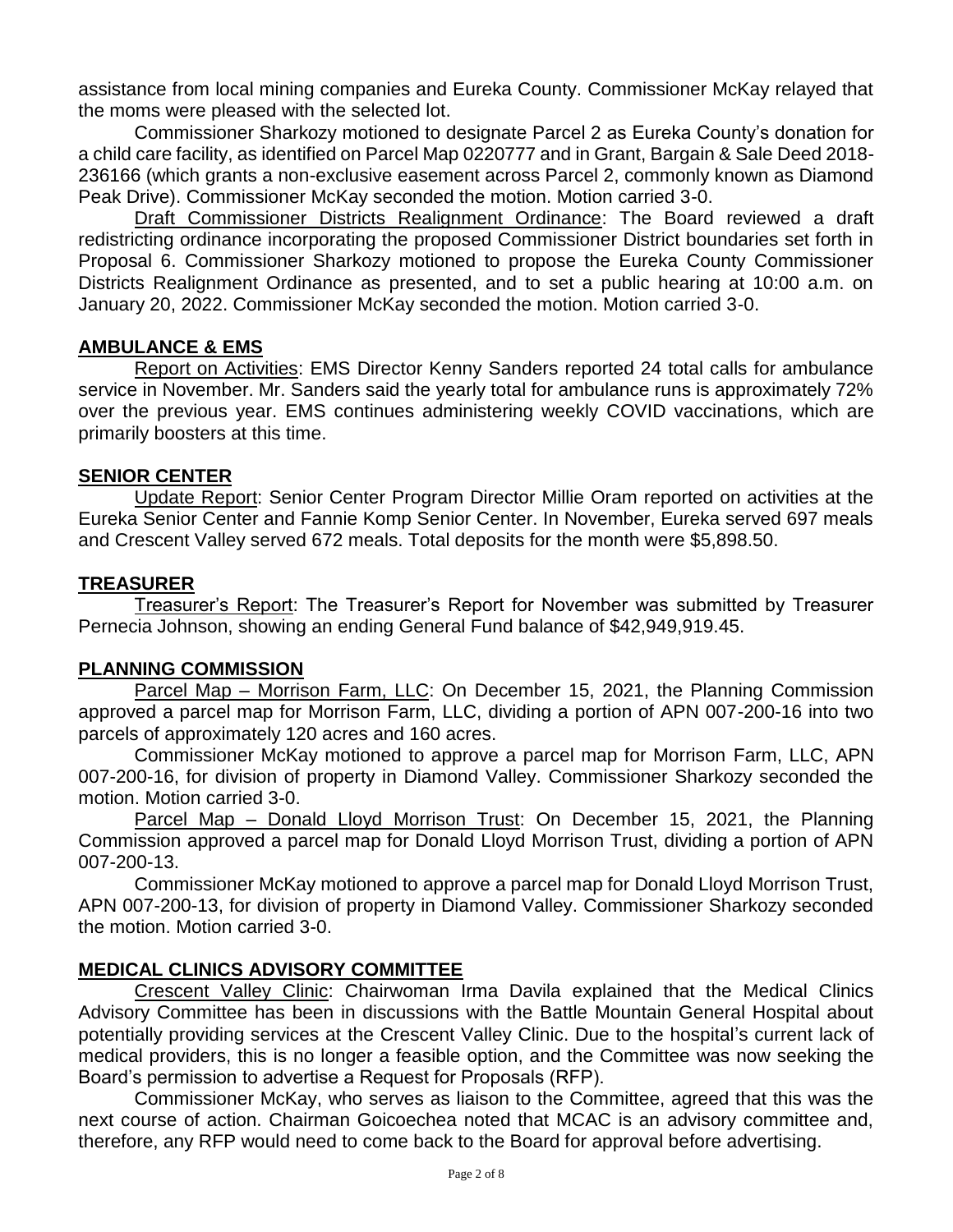assistance from local mining companies and Eureka County. Commissioner McKay relayed that the moms were pleased with the selected lot.

Commissioner Sharkozy motioned to designate Parcel 2 as Eureka County's donation for a child care facility, as identified on Parcel Map 0220777 and in Grant, Bargain & Sale Deed 2018-236166 (which grants a non-exclusive easement across Parcel 2, commonly known as Diamond Peak Drive). Commissioner McKay seconded the motion. Motion carried 3-0.

Draft Commissioner Districts Realignment Ordinance: The Board reviewed a draft redistricting ordinance incorporating the proposed Commissioner District boundaries set forth in Proposal 6. Commissioner Sharkozy motioned to propose the Eureka County Commissioner Districts Realignment Ordinance as presented, and to set a public hearing at 10:00 a.m. on January 20, 2022. Commissioner McKay seconded the motion. Motion carried 3-0.

## AMBULANCE & EMS

Report on Activities: EMS Director Kenny Sanders reported 24 total calls for ambulance service in November. Mr. Sanders said the yearly total for ambulance runs is approximately 72% over the previous year. EMS continues administering weekly COVID vaccinations, which are primarily boosters at this time.

## SENIOR CENTER

Update Report: Senior Center Program Director Millie Oram reported on activities at the Eureka Senior Center and Fannie Komp Senior Center. In November, Eureka served 697 meals and Crescent Valley served 672 meals. Total deposits for the month were $5,898.50.

## TREASURER

Treasurer's Report: The Treasurer's Report for November was submitted by Treasurer Pernecia Johnson, showing an ending General Fund balance of $42,949,919.45.

## PLANNING COMMISSION

Parcel Map – Morrison Farm, LLC: On December 15, 2021, the Planning Commission approved a parcel map for Morrison Farm, LLC, dividing a portion of APN 007-200-16 into two parcels of approximately 120 acres and 160 acres.

Commissioner McKay motioned to approve a parcel map for Morrison Farm, LLC, APN 007-200-16, for division of property in Diamond Valley. Commissioner Sharkozy seconded the motion. Motion carried 3-0.

Parcel Map – Donald Lloyd Morrison Trust: On December 15, 2021, the Planning Commission approved a parcel map for Donald Lloyd Morrison Trust, dividing a portion of APN 007-200-13.

Commissioner McKay motioned to approve a parcel map for Donald Lloyd Morrison Trust, APN 007-200-13, for division of property in Diamond Valley. Commissioner Sharkozy seconded the motion. Motion carried 3-0.

## MEDICAL CLINICS ADVISORY COMMITTEE

Crescent Valley Clinic: Chairwoman Irma Davila explained that the Medical Clinics Advisory Committee has been in discussions with the Battle Mountain General Hospital about potentially providing services at the Crescent Valley Clinic. Due to the hospital's current lack of medical providers, this is no longer a feasible option, and the Committee was now seeking the Board's permission to advertise a Request for Proposals (RFP).

Commissioner McKay, who serves as liaison to the Committee, agreed that this was the next course of action. Chairman Goicoechea noted that MCAC is an advisory committee and, therefore, any RFP would need to come back to the Board for approval before advertising.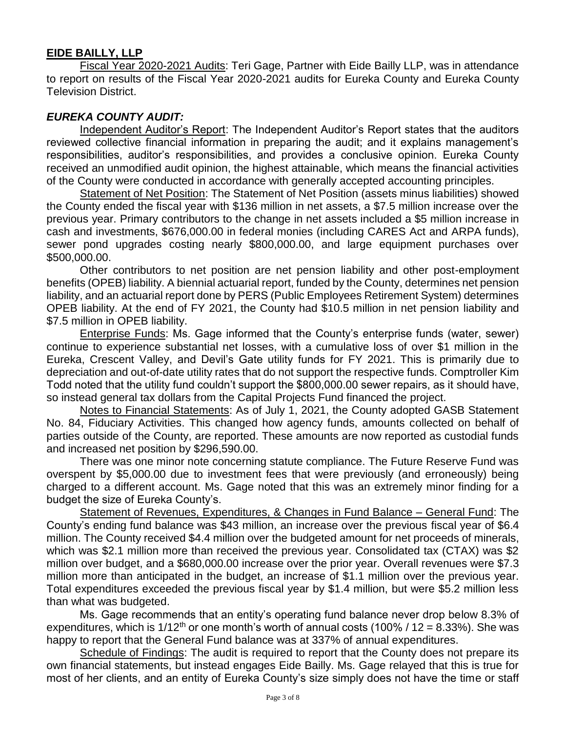**EIDE BAILLY, LLP**

Fiscal Year 2020-2021 Audits: Teri Gage, Partner with Eide Bailly LLP, was in attendance to report on results of the Fiscal Year 2020-2021 audits for Eureka County and Eureka County Television District.

***EUREKA COUNTY AUDIT:***

Independent Auditor's Report: The Independent Auditor's Report states that the auditors reviewed collective financial information in preparing the audit; and it explains management's responsibilities, auditor's responsibilities, and provides a conclusive opinion. Eureka County received an unmodified audit opinion, the highest attainable, which means the financial activities of the County were conducted in accordance with generally accepted accounting principles.

Statement of Net Position: The Statement of Net Position (assets minus liabilities) showed the County ended the fiscal year with $136 million in net assets, a $7.5 million increase over the previous year. Primary contributors to the change in net assets included a $5 million increase in cash and investments, $676,000.00 in federal monies (including CARES Act and ARPA funds), sewer pond upgrades costing nearly $800,000.00, and large equipment purchases over $500,000.00.

Other contributors to net position are net pension liability and other post-employment benefits (OPEB) liability. A biennial actuarial report, funded by the County, determines net pension liability, and an actuarial report done by PERS (Public Employees Retirement System) determines OPEB liability. At the end of FY 2021, the County had $10.5 million in net pension liability and $7.5 million in OPEB liability.

Enterprise Funds: Ms. Gage informed that the County's enterprise funds (water, sewer) continue to experience substantial net losses, with a cumulative loss of over $1 million in the Eureka, Crescent Valley, and Devil's Gate utility funds for FY 2021. This is primarily due to depreciation and out-of-date utility rates that do not support the respective funds. Comptroller Kim Todd noted that the utility fund couldn't support the $800,000.00 sewer repairs, as it should have, so instead general tax dollars from the Capital Projects Fund financed the project.

Notes to Financial Statements: As of July 1, 2021, the County adopted GASB Statement No. 84, Fiduciary Activities. This changed how agency funds, amounts collected on behalf of parties outside of the County, are reported. These amounts are now reported as custodial funds and increased net position by $296,590.00.

There was one minor note concerning statute compliance. The Future Reserve Fund was overspent by $5,000.00 due to investment fees that were previously (and erroneously) being charged to a different account. Ms. Gage noted that this was an extremely minor finding for a budget the size of Eureka County's.

Statement of Revenues, Expenditures, & Changes in Fund Balance – General Fund: The County's ending fund balance was $43 million, an increase over the previous fiscal year of $6.4 million. The County received $4.4 million over the budgeted amount for net proceeds of minerals, which was $2.1 million more than received the previous year. Consolidated tax (CTAX) was $2 million over budget, and a $680,000.00 increase over the prior year. Overall revenues were $7.3 million more than anticipated in the budget, an increase of $1.1 million over the previous year. Total expenditures exceeded the previous fiscal year by $1.4 million, but were $5.2 million less than what was budgeted.

Ms. Gage recommends that an entity's operating fund balance never drop below 8.3% of expenditures, which is 1/12th or one month's worth of annual costs (100% / 12 = 8.33%). She was happy to report that the General Fund balance was at 337% of annual expenditures.

Schedule of Findings: The audit is required to report that the County does not prepare its own financial statements, but instead engages Eide Bailly. Ms. Gage relayed that this is true for most of her clients, and an entity of Eureka County's size simply does not have the time or staff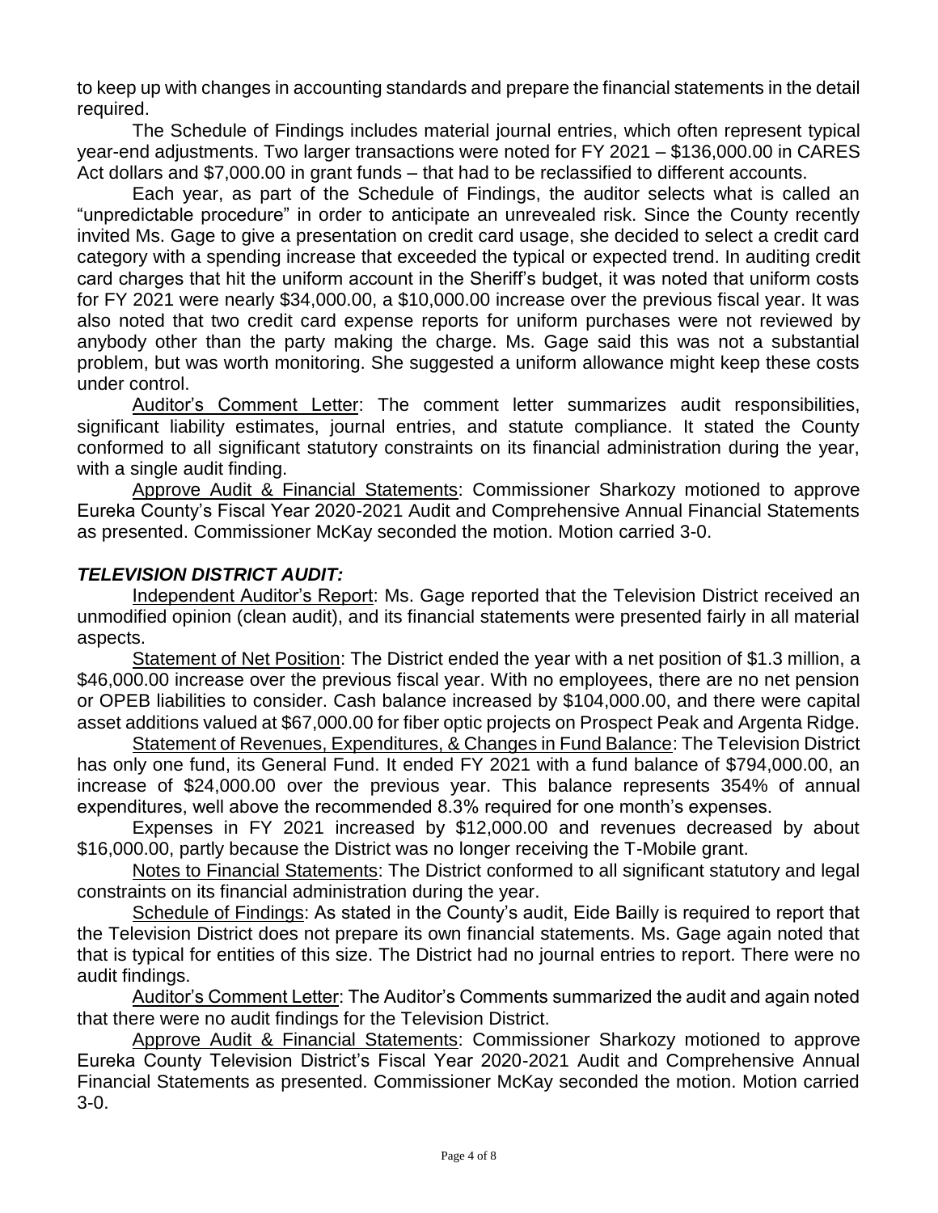to keep up with changes in accounting standards and prepare the financial statements in the detail required.

The Schedule of Findings includes material journal entries, which often represent typical year-end adjustments. Two larger transactions were noted for FY 2021 – $136,000.00 in CARES Act dollars and $7,000.00 in grant funds – that had to be reclassified to different accounts.

Each year, as part of the Schedule of Findings, the auditor selects what is called an "unpredictable procedure" in order to anticipate an unrevealed risk. Since the County recently invited Ms. Gage to give a presentation on credit card usage, she decided to select a credit card category with a spending increase that exceeded the typical or expected trend. In auditing credit card charges that hit the uniform account in the Sheriff's budget, it was noted that uniform costs for FY 2021 were nearly $34,000.00, a $10,000.00 increase over the previous fiscal year. It was also noted that two credit card expense reports for uniform purchases were not reviewed by anybody other than the party making the charge. Ms. Gage said this was not a substantial problem, but was worth monitoring. She suggested a uniform allowance might keep these costs under control.

<u>Auditor's Comment Letter</u>: The comment letter summarizes audit responsibilities, significant liability estimates, journal entries, and statute compliance. It stated the County conformed to all significant statutory constraints on its financial administration during the year, with a single audit finding.

<u>Approve Audit & Financial Statements</u>: Commissioner Sharkozy motioned to approve Eureka County's Fiscal Year 2020-2021 Audit and Comprehensive Annual Financial Statements as presented. Commissioner McKay seconded the motion. Motion carried 3-0.

### ***TELEVISION DISTRICT AUDIT:***

<u>Independent Auditor's Report</u>: Ms. Gage reported that the Television District received an unmodified opinion (clean audit), and its financial statements were presented fairly in all material aspects.

<u>Statement of Net Position</u>: The District ended the year with a net position of $1.3 million, a $46,000.00 increase over the previous fiscal year. With no employees, there are no net pension or OPEB liabilities to consider. Cash balance increased by $104,000.00, and there were capital asset additions valued at $67,000.00 for fiber optic projects on Prospect Peak and Argenta Ridge.

<u>Statement of Revenues, Expenditures, & Changes in Fund Balance</u>: The Television District has only one fund, its General Fund. It ended FY 2021 with a fund balance of $794,000.00, an increase of $24,000.00 over the previous year. This balance represents 354% of annual expenditures, well above the recommended 8.3% required for one month's expenses.

Expenses in FY 2021 increased by $12,000.00 and revenues decreased by about $16,000.00, partly because the District was no longer receiving the T-Mobile grant.

<u>Notes to Financial Statements</u>: The District conformed to all significant statutory and legal constraints on its financial administration during the year.

<u>Schedule of Findings</u>: As stated in the County's audit, Eide Bailly is required to report that the Television District does not prepare its own financial statements. Ms. Gage again noted that that is typical for entities of this size. The District had no journal entries to report. There were no audit findings.

<u>Auditor's Comment Letter</u>: The Auditor's Comments summarized the audit and again noted that there were no audit findings for the Television District.

<u>Approve Audit & Financial Statements</u>: Commissioner Sharkozy motioned to approve Eureka County Television District's Fiscal Year 2020-2021 Audit and Comprehensive Annual Financial Statements as presented. Commissioner McKay seconded the motion. Motion carried 3-0.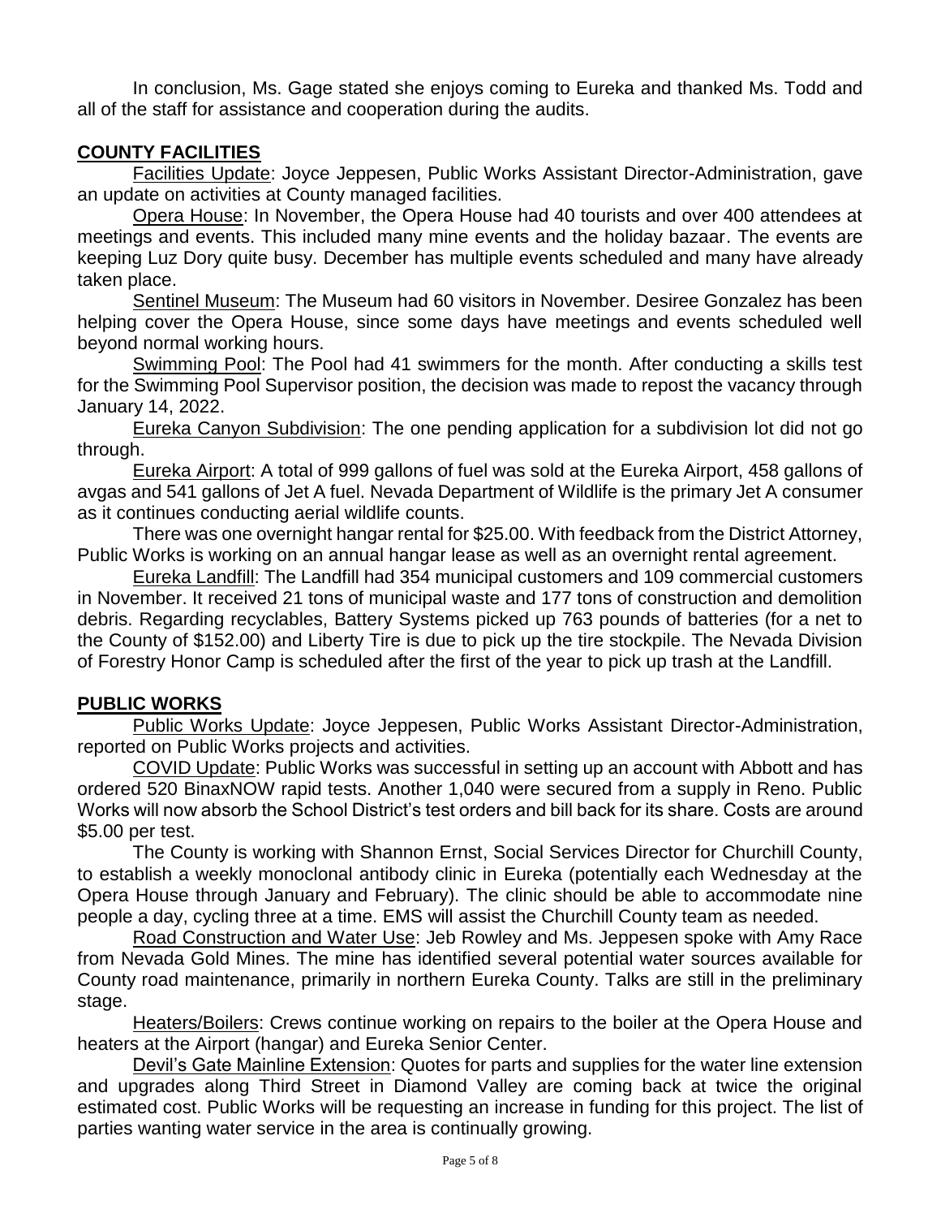In conclusion, Ms. Gage stated she enjoys coming to Eureka and thanked Ms. Todd and all of the staff for assistance and cooperation during the audits.

## COUNTY FACILITIES

Facilities Update: Joyce Jeppesen, Public Works Assistant Director-Administration, gave an update on activities at County managed facilities.

Opera House: In November, the Opera House had 40 tourists and over 400 attendees at meetings and events. This included many mine events and the holiday bazaar. The events are keeping Luz Dory quite busy. December has multiple events scheduled and many have already taken place.

Sentinel Museum: The Museum had 60 visitors in November. Desiree Gonzalez has been helping cover the Opera House, since some days have meetings and events scheduled well beyond normal working hours.

Swimming Pool: The Pool had 41 swimmers for the month. After conducting a skills test for the Swimming Pool Supervisor position, the decision was made to repost the vacancy through January 14, 2022.

Eureka Canyon Subdivision: The one pending application for a subdivision lot did not go through.

Eureka Airport: A total of 999 gallons of fuel was sold at the Eureka Airport, 458 gallons of avgas and 541 gallons of Jet A fuel. Nevada Department of Wildlife is the primary Jet A consumer as it continues conducting aerial wildlife counts.

There was one overnight hangar rental for $25.00. With feedback from the District Attorney, Public Works is working on an annual hangar lease as well as an overnight rental agreement.

Eureka Landfill: The Landfill had 354 municipal customers and 109 commercial customers in November. It received 21 tons of municipal waste and 177 tons of construction and demolition debris. Regarding recyclables, Battery Systems picked up 763 pounds of batteries (for a net to the County of $152.00) and Liberty Tire is due to pick up the tire stockpile. The Nevada Division of Forestry Honor Camp is scheduled after the first of the year to pick up trash at the Landfill.

## PUBLIC WORKS

Public Works Update: Joyce Jeppesen, Public Works Assistant Director-Administration, reported on Public Works projects and activities.

COVID Update: Public Works was successful in setting up an account with Abbott and has ordered 520 BinaxNOW rapid tests. Another 1,040 were secured from a supply in Reno. Public Works will now absorb the School District's test orders and bill back for its share. Costs are around $5.00 per test.

The County is working with Shannon Ernst, Social Services Director for Churchill County, to establish a weekly monoclonal antibody clinic in Eureka (potentially each Wednesday at the Opera House through January and February). The clinic should be able to accommodate nine people a day, cycling three at a time. EMS will assist the Churchill County team as needed.

Road Construction and Water Use: Jeb Rowley and Ms. Jeppesen spoke with Amy Race from Nevada Gold Mines. The mine has identified several potential water sources available for County road maintenance, primarily in northern Eureka County. Talks are still in the preliminary stage.

Heaters/Boilers: Crews continue working on repairs to the boiler at the Opera House and heaters at the Airport (hangar) and Eureka Senior Center.

Devil's Gate Mainline Extension: Quotes for parts and supplies for the water line extension and upgrades along Third Street in Diamond Valley are coming back at twice the original estimated cost. Public Works will be requesting an increase in funding for this project. The list of parties wanting water service in the area is continually growing.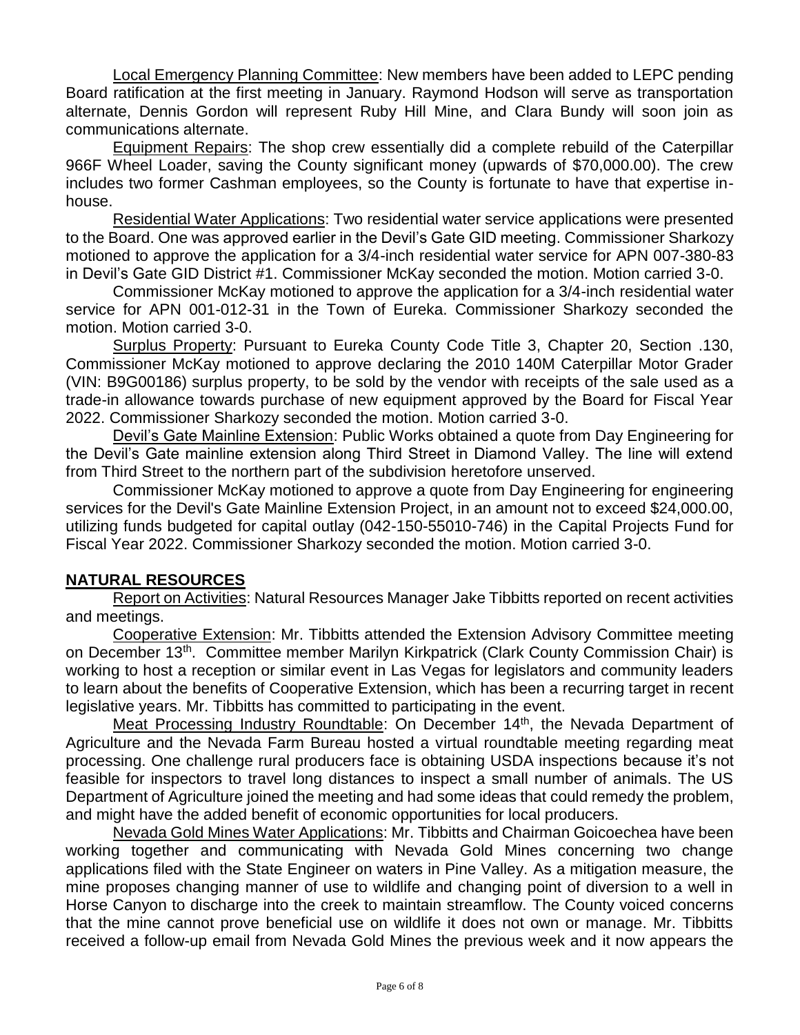Local Emergency Planning Committee: New members have been added to LEPC pending Board ratification at the first meeting in January. Raymond Hodson will serve as transportation alternate, Dennis Gordon will represent Ruby Hill Mine, and Clara Bundy will soon join as communications alternate.

Equipment Repairs: The shop crew essentially did a complete rebuild of the Caterpillar 966F Wheel Loader, saving the County significant money (upwards of $70,000.00). The crew includes two former Cashman employees, so the County is fortunate to have that expertise in-house.

Residential Water Applications: Two residential water service applications were presented to the Board. One was approved earlier in the Devil's Gate GID meeting. Commissioner Sharkozy motioned to approve the application for a 3/4-inch residential water service for APN 007-380-83 in Devil's Gate GID District #1. Commissioner McKay seconded the motion. Motion carried 3-0.

Commissioner McKay motioned to approve the application for a 3/4-inch residential water service for APN 001-012-31 in the Town of Eureka. Commissioner Sharkozy seconded the motion. Motion carried 3-0.

Surplus Property: Pursuant to Eureka County Code Title 3, Chapter 20, Section .130, Commissioner McKay motioned to approve declaring the 2010 140M Caterpillar Motor Grader (VIN: B9G00186) surplus property, to be sold by the vendor with receipts of the sale used as a trade-in allowance towards purchase of new equipment approved by the Board for Fiscal Year 2022. Commissioner Sharkozy seconded the motion. Motion carried 3-0.

Devil's Gate Mainline Extension: Public Works obtained a quote from Day Engineering for the Devil's Gate mainline extension along Third Street in Diamond Valley. The line will extend from Third Street to the northern part of the subdivision heretofore unserved.

Commissioner McKay motioned to approve a quote from Day Engineering for engineering services for the Devil's Gate Mainline Extension Project, in an amount not to exceed $24,000.00, utilizing funds budgeted for capital outlay (042-150-55010-746) in the Capital Projects Fund for Fiscal Year 2022. Commissioner Sharkozy seconded the motion. Motion carried 3-0.

## NATURAL RESOURCES

Report on Activities: Natural Resources Manager Jake Tibbitts reported on recent activities and meetings.

Cooperative Extension: Mr. Tibbitts attended the Extension Advisory Committee meeting on December 13th. Committee member Marilyn Kirkpatrick (Clark County Commission Chair) is working to host a reception or similar event in Las Vegas for legislators and community leaders to learn about the benefits of Cooperative Extension, which has been a recurring target in recent legislative years. Mr. Tibbitts has committed to participating in the event.

Meat Processing Industry Roundtable: On December 14th, the Nevada Department of Agriculture and the Nevada Farm Bureau hosted a virtual roundtable meeting regarding meat processing. One challenge rural producers face is obtaining USDA inspections because it's not feasible for inspectors to travel long distances to inspect a small number of animals. The US Department of Agriculture joined the meeting and had some ideas that could remedy the problem, and might have the added benefit of economic opportunities for local producers.

Nevada Gold Mines Water Applications: Mr. Tibbitts and Chairman Goicoechea have been working together and communicating with Nevada Gold Mines concerning two change applications filed with the State Engineer on waters in Pine Valley. As a mitigation measure, the mine proposes changing manner of use to wildlife and changing point of diversion to a well in Horse Canyon to discharge into the creek to maintain streamflow. The County voiced concerns that the mine cannot prove beneficial use on wildlife it does not own or manage. Mr. Tibbitts received a follow-up email from Nevada Gold Mines the previous week and it now appears the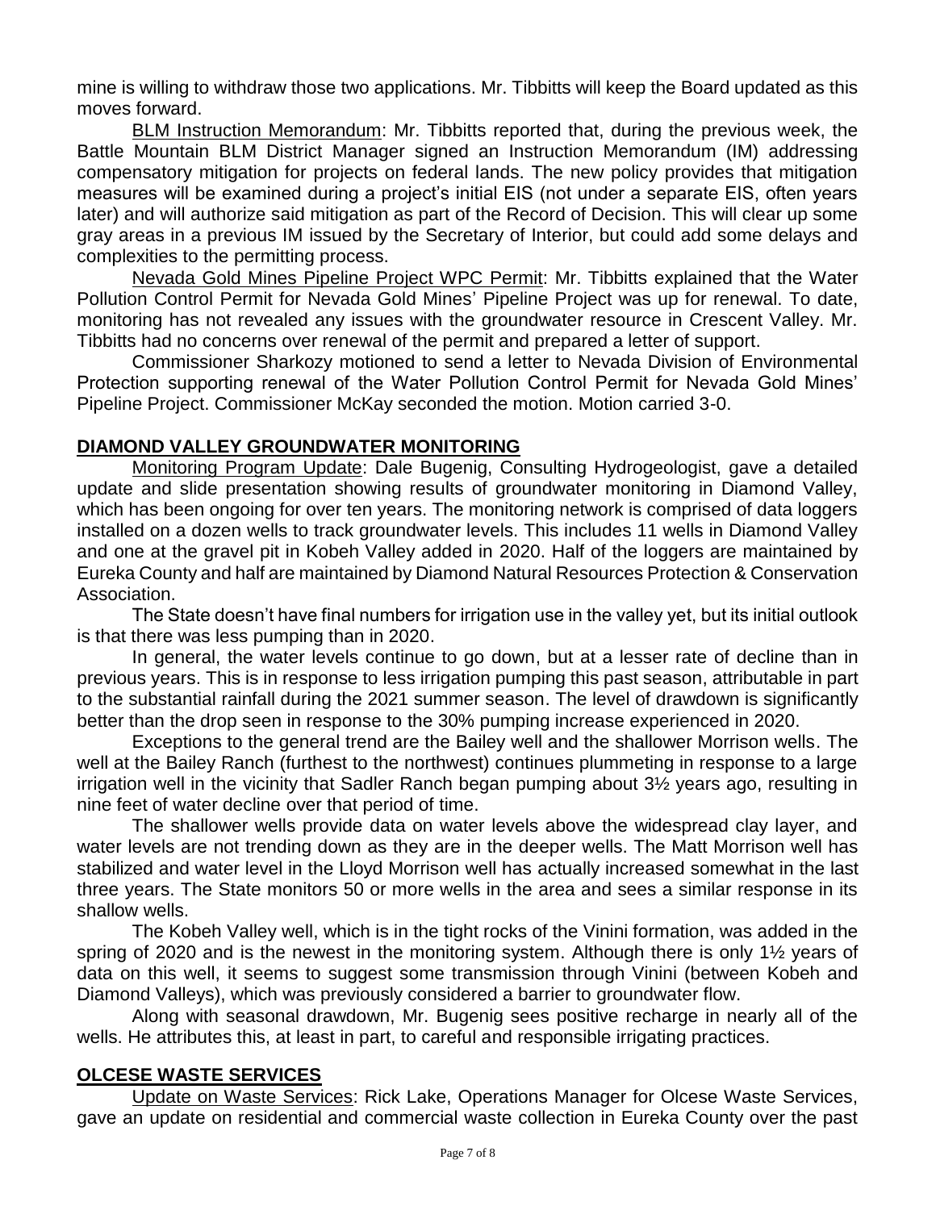mine is willing to withdraw those two applications. Mr. Tibbitts will keep the Board updated as this moves forward.

BLM Instruction Memorandum: Mr. Tibbitts reported that, during the previous week, the Battle Mountain BLM District Manager signed an Instruction Memorandum (IM) addressing compensatory mitigation for projects on federal lands. The new policy provides that mitigation measures will be examined during a project's initial EIS (not under a separate EIS, often years later) and will authorize said mitigation as part of the Record of Decision. This will clear up some gray areas in a previous IM issued by the Secretary of Interior, but could add some delays and complexities to the permitting process.

Nevada Gold Mines Pipeline Project WPC Permit: Mr. Tibbitts explained that the Water Pollution Control Permit for Nevada Gold Mines' Pipeline Project was up for renewal. To date, monitoring has not revealed any issues with the groundwater resource in Crescent Valley. Mr. Tibbitts had no concerns over renewal of the permit and prepared a letter of support.

Commissioner Sharkozy motioned to send a letter to Nevada Division of Environmental Protection supporting renewal of the Water Pollution Control Permit for Nevada Gold Mines' Pipeline Project. Commissioner McKay seconded the motion. Motion carried 3-0.

## DIAMOND VALLEY GROUNDWATER MONITORING

Monitoring Program Update: Dale Bugenig, Consulting Hydrogeologist, gave a detailed update and slide presentation showing results of groundwater monitoring in Diamond Valley, which has been ongoing for over ten years. The monitoring network is comprised of data loggers installed on a dozen wells to track groundwater levels. This includes 11 wells in Diamond Valley and one at the gravel pit in Kobeh Valley added in 2020. Half of the loggers are maintained by Eureka County and half are maintained by Diamond Natural Resources Protection & Conservation Association.

The State doesn't have final numbers for irrigation use in the valley yet, but its initial outlook is that there was less pumping than in 2020.

In general, the water levels continue to go down, but at a lesser rate of decline than in previous years. This is in response to less irrigation pumping this past season, attributable in part to the substantial rainfall during the 2021 summer season. The level of drawdown is significantly better than the drop seen in response to the 30% pumping increase experienced in 2020.

Exceptions to the general trend are the Bailey well and the shallower Morrison wells. The well at the Bailey Ranch (furthest to the northwest) continues plummeting in response to a large irrigation well in the vicinity that Sadler Ranch began pumping about 3½ years ago, resulting in nine feet of water decline over that period of time.

The shallower wells provide data on water levels above the widespread clay layer, and water levels are not trending down as they are in the deeper wells. The Matt Morrison well has stabilized and water level in the Lloyd Morrison well has actually increased somewhat in the last three years. The State monitors 50 or more wells in the area and sees a similar response in its shallow wells.

The Kobeh Valley well, which is in the tight rocks of the Vinini formation, was added in the spring of 2020 and is the newest in the monitoring system. Although there is only 1½ years of data on this well, it seems to suggest some transmission through Vinini (between Kobeh and Diamond Valleys), which was previously considered a barrier to groundwater flow.

Along with seasonal drawdown, Mr. Bugenig sees positive recharge in nearly all of the wells. He attributes this, at least in part, to careful and responsible irrigating practices.

## OLCESE WASTE SERVICES

Update on Waste Services: Rick Lake, Operations Manager for Olcese Waste Services, gave an update on residential and commercial waste collection in Eureka County over the past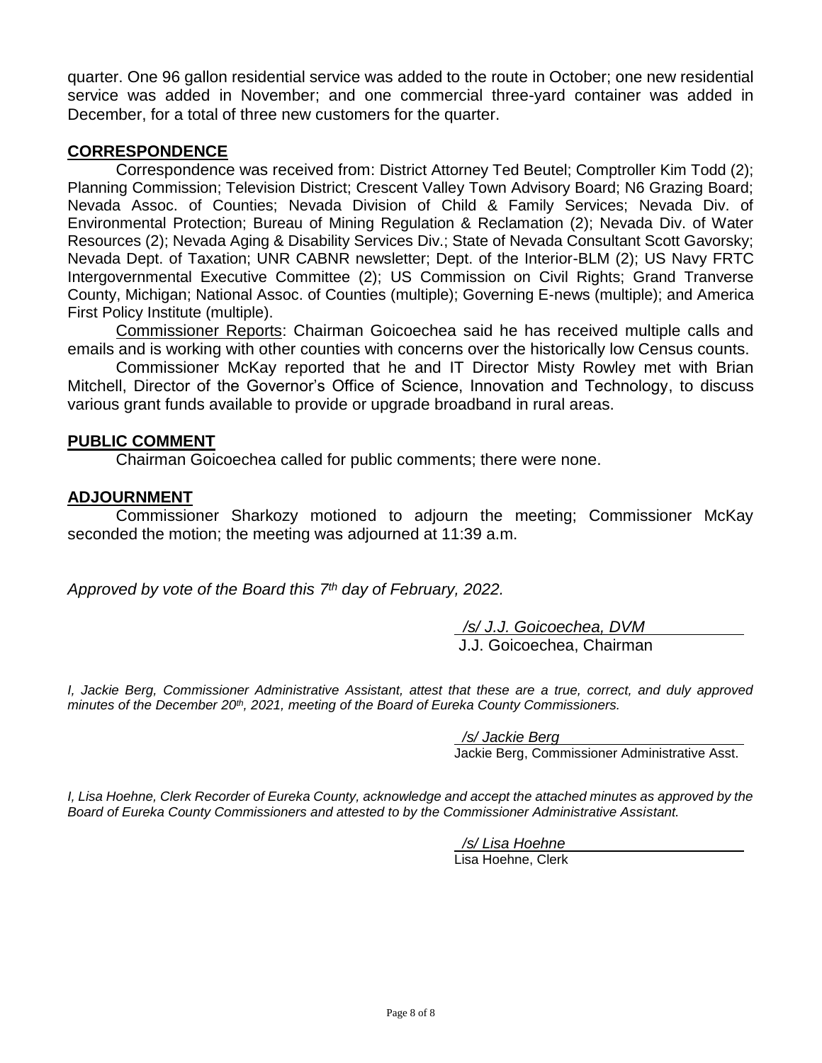quarter. One 96 gallon residential service was added to the route in October; one new residential service was added in November; and one commercial three-yard container was added in December, for a total of three new customers for the quarter.

## CORRESPONDENCE

Correspondence was received from: District Attorney Ted Beutel; Comptroller Kim Todd (2); Planning Commission; Television District; Crescent Valley Town Advisory Board; N6 Grazing Board; Nevada Assoc. of Counties; Nevada Division of Child & Family Services; Nevada Div. of Environmental Protection; Bureau of Mining Regulation & Reclamation (2); Nevada Div. of Water Resources (2); Nevada Aging & Disability Services Div.; State of Nevada Consultant Scott Gavorsky; Nevada Dept. of Taxation; UNR CABNR newsletter; Dept. of the Interior-BLM (2); US Navy FRTC Intergovernmental Executive Committee (2); US Commission on Civil Rights; Grand Tranverse County, Michigan; National Assoc. of Counties (multiple); Governing E-news (multiple); and America First Policy Institute (multiple).

Commissioner Reports: Chairman Goicoechea said he has received multiple calls and emails and is working with other counties with concerns over the historically low Census counts.

Commissioner McKay reported that he and IT Director Misty Rowley met with Brian Mitchell, Director of the Governor's Office of Science, Innovation and Technology, to discuss various grant funds available to provide or upgrade broadband in rural areas.

## PUBLIC COMMENT

Chairman Goicoechea called for public comments; there were none.

## ADJOURNMENT

Commissioner Sharkozy motioned to adjourn the meeting; Commissioner McKay seconded the motion; the meeting was adjourned at 11:39 a.m.

*Approved by vote of the Board this 7th day of February, 2022.*

*/s/ J.J. Goicoechea, DVM*
J.J. Goicoechea, Chairman

*I, Jackie Berg, Commissioner Administrative Assistant, attest that these are a true, correct, and duly approved minutes of the December 20th, 2021, meeting of the Board of Eureka County Commissioners.*

*/s/ Jackie Berg*
Jackie Berg, Commissioner Administrative Asst.

*I, Lisa Hoehne, Clerk Recorder of Eureka County, acknowledge and accept the attached minutes as approved by the Board of Eureka County Commissioners and attested to by the Commissioner Administrative Assistant.*

*/s/ Lisa Hoehne*
Lisa Hoehne, Clerk